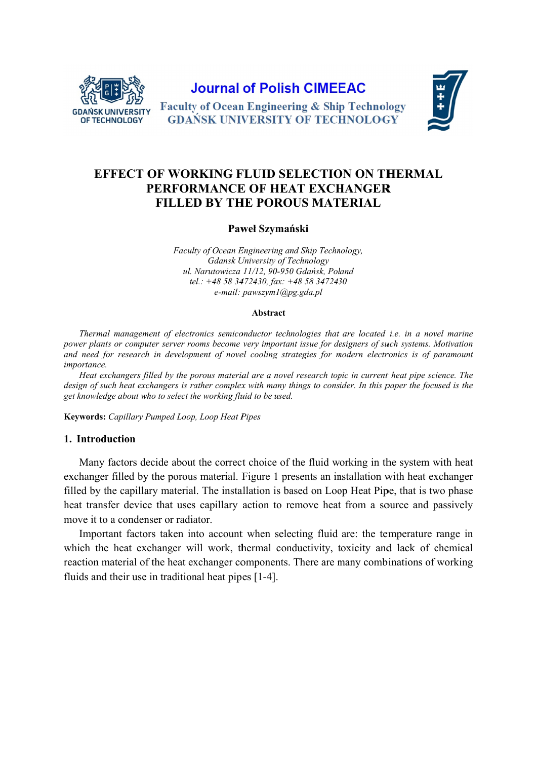# EFFECT OF WORKING FLUID SELECTION ON THERMAL PERFORMANCE OF HEAT EXCHANGER FILLED BY THE POROUS MATERIAL

**Paweł Szymański**

*Faculty of Ocean Engineering and Ship Technology,*
*Gdansk University of Technology*
*ul. Narutowicza 11/12, 90-950 Gdańsk, Poland*
*tel.: +48 58 3472430, fax: +48 58 3472430*
*e-mail: pawszym1@pg.gda.pl*

**Abstract**

*Thermal management of electronics semiconductor technologies that are located i.e. in a novel marine power plants or computer server rooms become very important issue for designers of such systems. Motivation and need for research in development of novel cooling strategies for modern electronics is of paramount importance.*

*Heat exchangers filled by the porous material are a novel research topic in current heat pipe science. The design of such heat exchangers is rather complex with many things to consider. In this paper the focused is the get knowledge about who to select the working fluid to be used.*

**Keywords:** *Capillary Pumped Loop, Loop Heat Pipes*

## 1. Introduction

Many factors decide about the correct choice of the fluid working in the system with heat exchanger filled by the porous material. Figure 1 presents an installation with heat exchanger filled by the capillary material. The installation is based on Loop Heat Pipe, that is two phase heat transfer device that uses capillary action to remove heat from a source and passively move it to a condenser or radiator.

Important factors taken into account when selecting fluid are: the temperature range in which the heat exchanger will work, thermal conductivity, toxicity and lack of chemical reaction material of the heat exchanger components. There are many combinations of working fluids and their use in traditional heat pipes [1-4].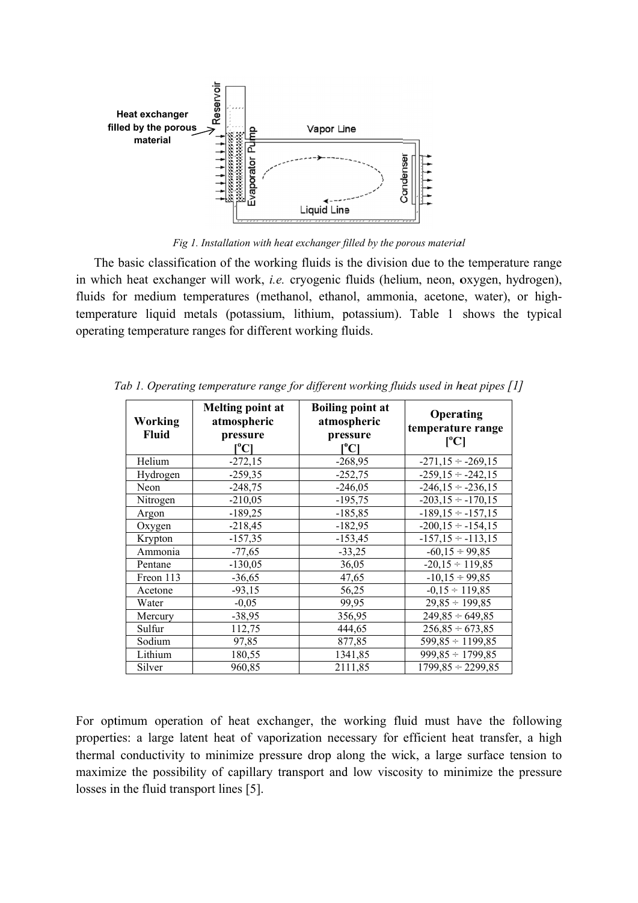Fig 1. Installation with heat exchanger filled by the porous material

The basic classification of the working fluids is the division due to the temperature range in which heat exchanger will work, *i.e.* cryogenic fluids (helium, neon, oxygen, hydrogen), fluids for medium temperatures (methanol, ethanol, ammonia, acetone, water), or high-temperature liquid metals (potassium, lithium, potassium). Table 1 shows the typical operating temperature ranges for different working fluids.

*Tab 1. Operating temperature range for different working fluids used in heat pipes [1]*

| Working Fluid | Melting point at atmospheric pressure [°C] | Boiling point at atmospheric pressure [°C] | Operating temperature range [°C] |
|---|---|---|---|
| Helium | -272,15 | -268,95 | -271,15 ÷ -269,15 |
| Hydrogen | -259,35 | -252,75 | -259,15 ÷ -242,15 |
| Neon | -248,75 | -246,05 | -246,15 ÷ -236,15 |
| Nitrogen | -210,05 | -195,75 | -203,15 ÷ -170,15 |
| Argon | -189,25 | -185,85 | -189,15 ÷ -157,15 |
| Oxygen | -218,45 | -182,95 | -200,15 ÷ -154,15 |
| Krypton | -157,35 | -153,45 | -157,15 ÷ -113,15 |
| Ammonia | -77,65 | -33,25 | -60,15 ÷ 99,85 |
| Pentane | -130,05 | 36,05 | -20,15 ÷ 119,85 |
| Freon 113 | -36,65 | 47,65 | -10,15 ÷ 99,85 |
| Acetone | -93,15 | 56,25 | -0,15 ÷ 119,85 |
| Water | -0,05 | 99,95 | 29,85 ÷ 199,85 |
| Mercury | -38,95 | 356,95 | 249,85 ÷ 649,85 |
| Sulfur | 112,75 | 444,65 | 256,85 ÷ 673,85 |
| Sodium | 97,85 | 877,85 | 599,85 ÷ 1199,85 |
| Lithium | 180,55 | 1341,85 | 999,85 ÷ 1799,85 |
| Silver | 960,85 | 2111,85 | 1799,85 ÷ 2299,85 |

For optimum operation of heat exchanger, the working fluid must have the following properties: a large latent heat of vaporization necessary for efficient heat transfer, a high thermal conductivity to minimize pressure drop along the wick, a large surface tension to maximize the possibility of capillary transport and low viscosity to minimize the pressure losses in the fluid transport lines [5].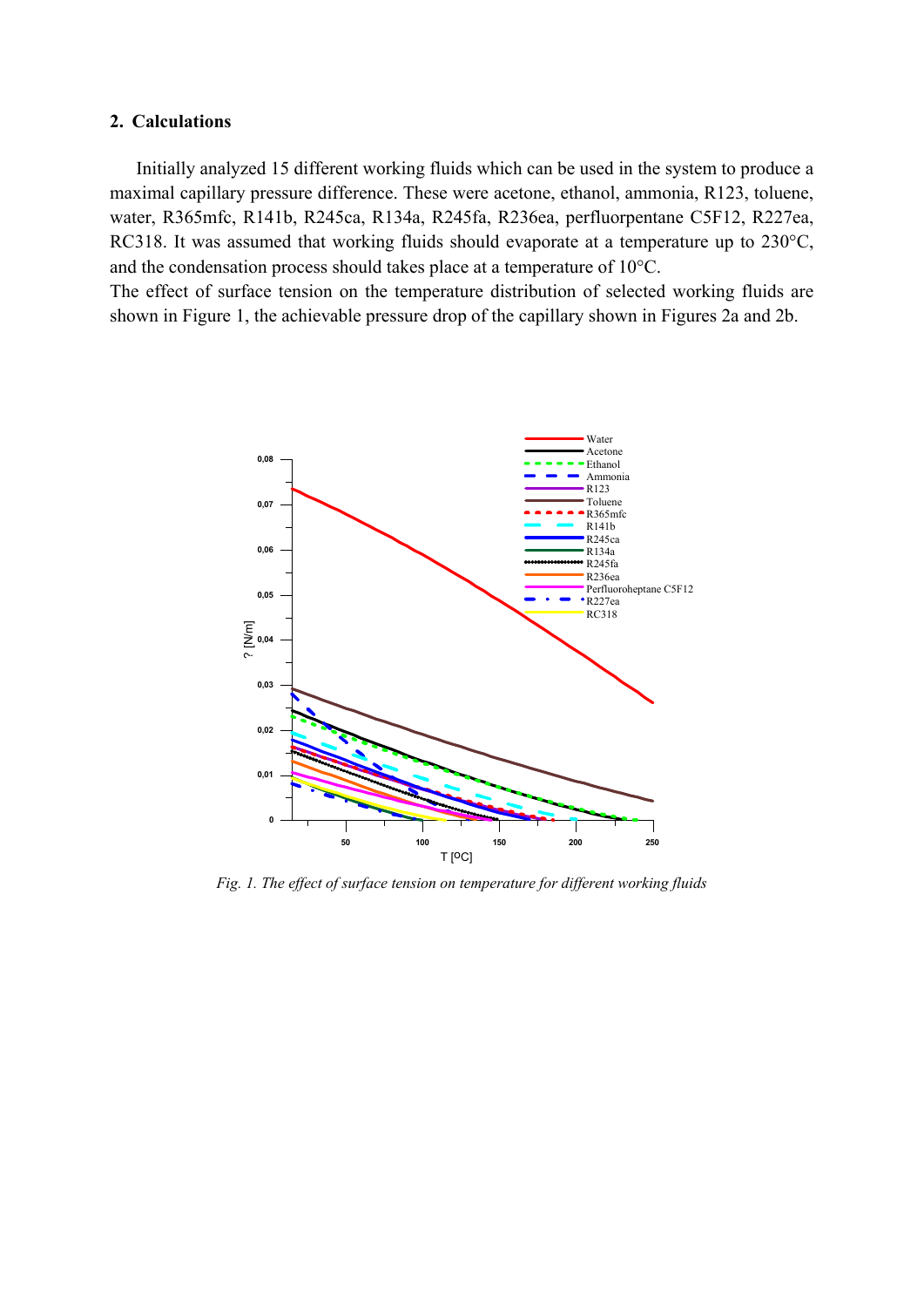## 2. Calculations

Initially analyzed 15 different working fluids which can be used in the system to produce a maximal capillary pressure difference. These were acetone, ethanol, ammonia, R123, toluene, water, R365mfc, R141b, R245ca, R134a, R245fa, R236ea, perfluorpentane C5F12, R227ea, RC318. It was assumed that working fluids should evaporate at a temperature up to 230°C, and the condensation process should takes place at a temperature of 10°C.

The effect of surface tension on the temperature distribution of selected working fluids are shown in Figure 1, the achievable pressure drop of the capillary shown in Figures 2a and 2b.

*Fig. 1. The effect of surface tension on temperature for different working fluids*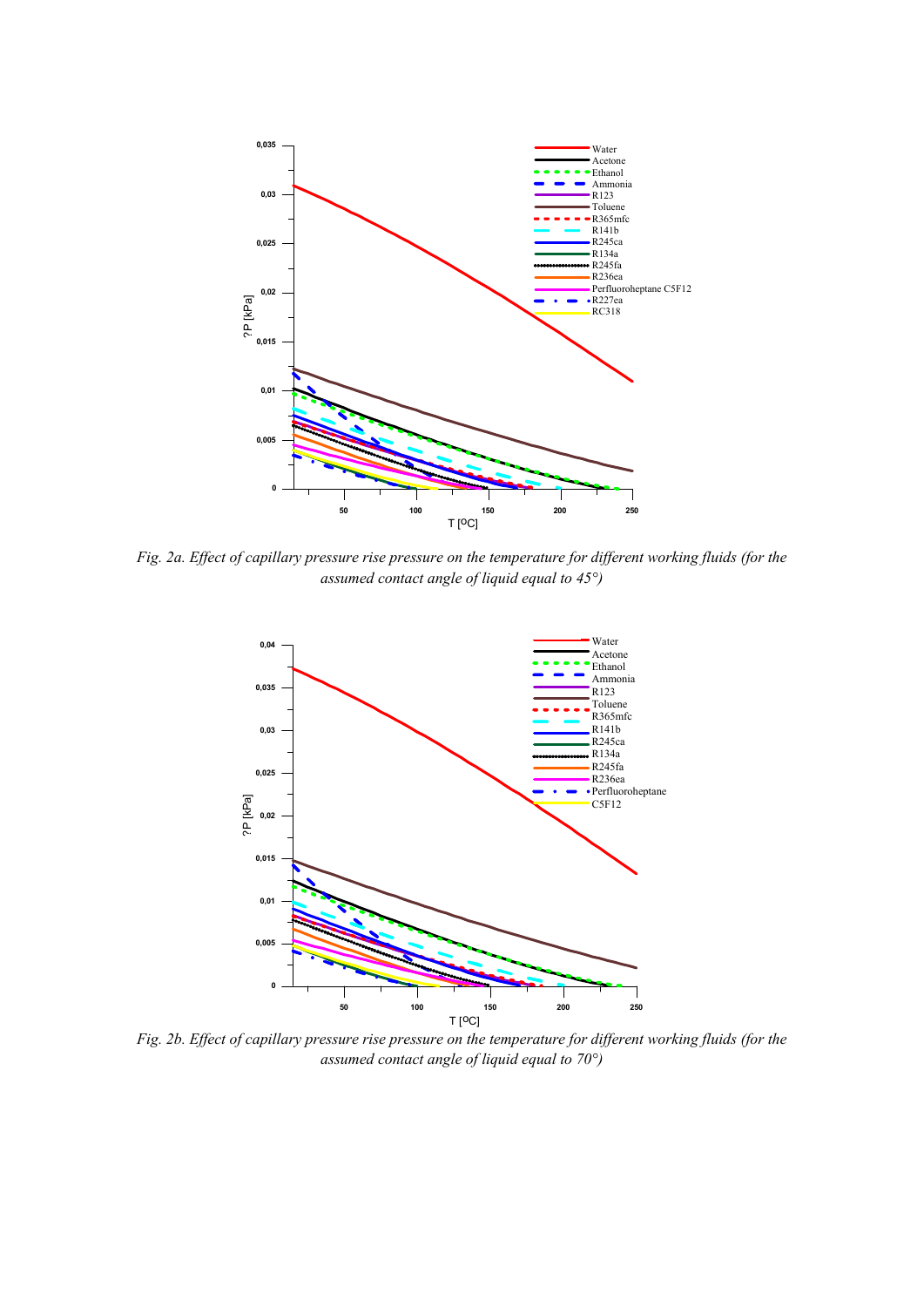*Fig. 2a. Effect of capillary pressure rise pressure on the temperature for different working fluids (for the assumed contact angle of liquid equal to 45°)*

*Fig. 2b. Effect of capillary pressure rise pressure on the temperature for different working fluids (for the assumed contact angle of liquid equal to 70°)*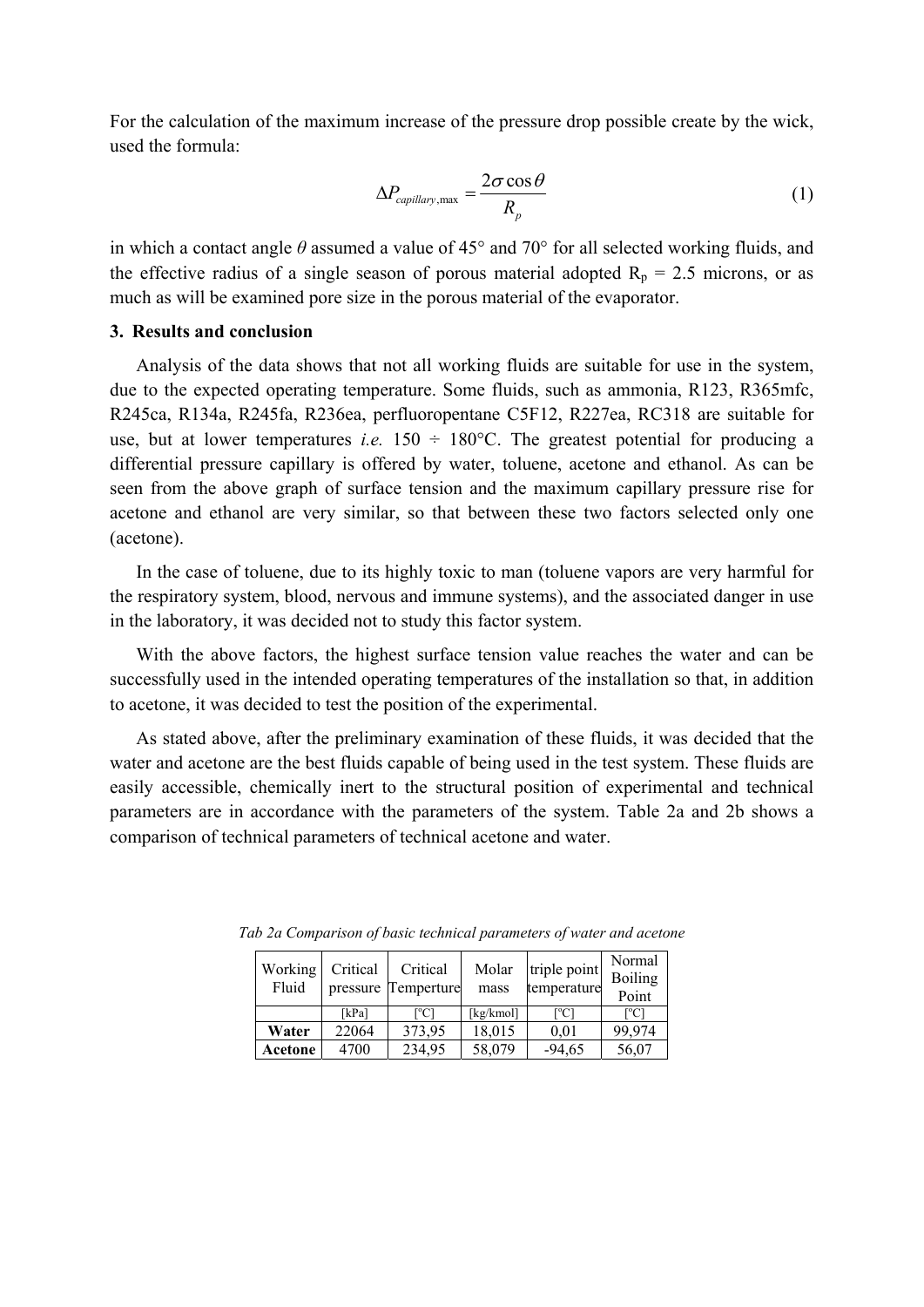For the calculation of the maximum increase of the pressure drop possible create by the wick, used the formula:

$$\Delta P_{capillary,\max} = \frac{2\sigma \cos\theta}{R_p} \tag{1}$$

in which a contact angle $\theta$ assumed a value of 45° and 70° for all selected working fluids, and the effective radius of a single season of porous material adopted $R_p$ = 2.5 microns, or as much as will be examined pore size in the porous material of the evaporator.

## 3. Results and conclusion

Analysis of the data shows that not all working fluids are suitable for use in the system, due to the expected operating temperature. Some fluids, such as ammonia, R123, R365mfc, R245ca, R134a, R245fa, R236ea, perfluoropentane C5F12, R227ea, RC318 are suitable for use, but at lower temperatures *i.e.* 150 ÷ 180°C. The greatest potential for producing a differential pressure capillary is offered by water, toluene, acetone and ethanol. As can be seen from the above graph of surface tension and the maximum capillary pressure rise for acetone and ethanol are very similar, so that between these two factors selected only one (acetone).

In the case of toluene, due to its highly toxic to man (toluene vapors are very harmful for the respiratory system, blood, nervous and immune systems), and the associated danger in use in the laboratory, it was decided not to study this factor system.

With the above factors, the highest surface tension value reaches the water and can be successfully used in the intended operating temperatures of the installation so that, in addition to acetone, it was decided to test the position of the experimental.

As stated above, after the preliminary examination of these fluids, it was decided that the water and acetone are the best fluids capable of being used in the test system. These fluids are easily accessible, chemically inert to the structural position of experimental and technical parameters are in accordance with the parameters of the system. Table 2a and 2b shows a comparison of technical parameters of technical acetone and water.

*Tab 2a Comparison of basic technical parameters of water and acetone*

| Working Fluid | Critical pressure | Critical Temperture | Molar mass | triple point temperature | Normal Boiling Point |
|---|---|---|---|---|---|
| | [kPa] | [°C] | [kg/kmol] | [°C] | [°C] |
| **Water** | 22064 | 373,95 | 18,015 | 0,01 | 99,974 |
| **Acetone** | 4700 | 234,95 | 58,079 | -94,65 | 56,07 |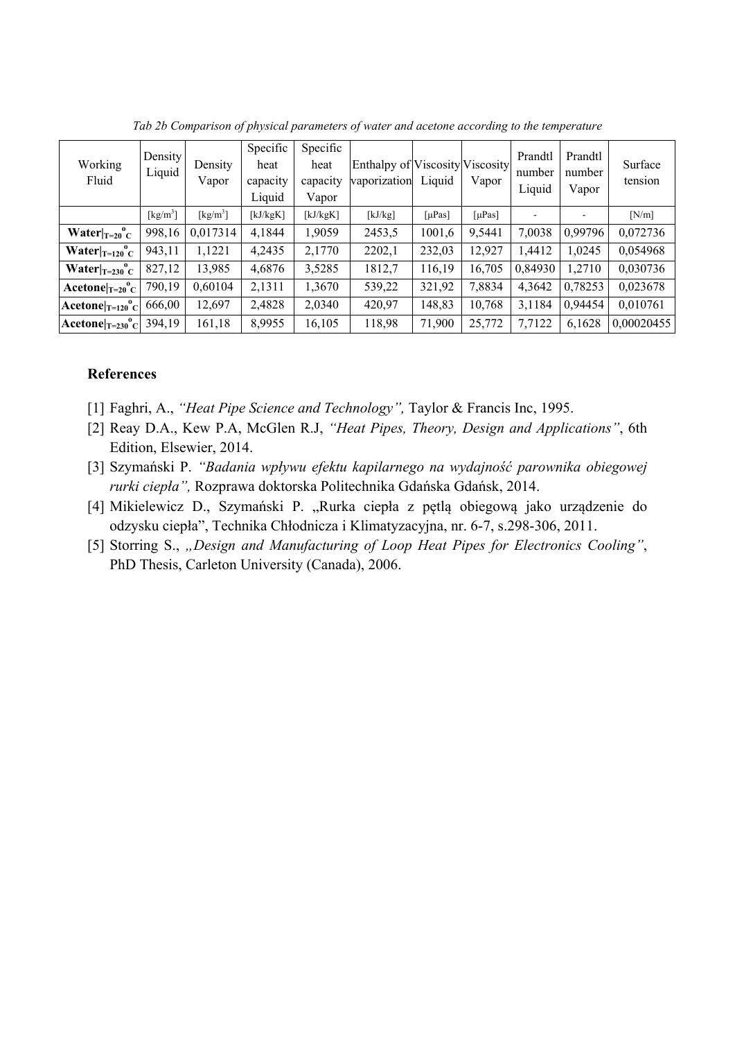*Tab 2b Comparison of physical parameters of water and acetone according to the temperature*

| Working Fluid | Density Liquid | Density Vapor | Specific heat capacity Liquid | Specific heat capacity Vapor | Enthalpy of vaporization | Viscosity Liquid | Viscosity Vapor | Prandtl number Liquid | Prandtl number Vapor | Surface tension |
|---|---|---|---|---|---|---|---|---|---|---|
| | [kg/m$^3$] | [kg/m$^3$] | [kJ/kgK] | [kJ/kgK] | [kJ/kg] | [μPas] | [μPas] | - | - | [N/m] |
| **Water**$\|_{T=20^{o}C}$ | 998,16 | 0,017314 | 4,1844 | 1,9059 | 2453,5 | 1001,6 | 9,5441 | 7,0038 | 0,99796 | 0,072736 |
| **Water**$\|_{T=120^{o}C}$ | 943,11 | 1,1221 | 4,2435 | 2,1770 | 2202,1 | 232,03 | 12,927 | 1,4412 | 1,0245 | 0,054968 |
| **Water**$\|_{T=230^{o}C}$ | 827,12 | 13,985 | 4,6876 | 3,5285 | 1812,7 | 116,19 | 16,705 | 0,84930 | 1,2710 | 0,030736 |
| **Acetone**$\|_{T=20^{o}C}$ | 790,19 | 0,60104 | 2,1311 | 1,3670 | 539,22 | 321,92 | 7,8834 | 4,3642 | 0,78253 | 0,023678 |
| **Acetone**$\|_{T=120^{o}C}$ | 666,00 | 12,697 | 2,4828 | 2,0340 | 420,97 | 148,83 | 10,768 | 3,1184 | 0,94454 | 0,010761 |
| **Acetone**$\|_{T=230^{o}C}$ | 394,19 | 161,18 | 8,9955 | 16,105 | 118,98 | 71,900 | 25,772 | 7,7122 | 6,1628 | 0,00020455 |

## References

[1] Faghri, A., *"Heat Pipe Science and Technology",* Taylor & Francis Inc, 1995.

[2] Reay D.A., Kew P.A, McGlen R.J, *"Heat Pipes, Theory, Design and Applications"*, 6th Edition, Elsewier, 2014.

[3] Szymański P. *"Badania wpływu efektu kapilarnego na wydajność parownika obiegowej rurki ciepła",* Rozprawa doktorska Politechnika Gdańska Gdańsk, 2014.

[4] Mikielewicz D., Szymański P. „Rurka ciepła z pętlą obiegową jako urządzenie do odzysku ciepła", Technika Chłodnicza i Klimatyzacyjna, nr. 6-7, s.298-306, 2011.

[5] Storring S., *„Design and Manufacturing of Loop Heat Pipes for Electronics Cooling"*, PhD Thesis, Carleton University (Canada), 2006.